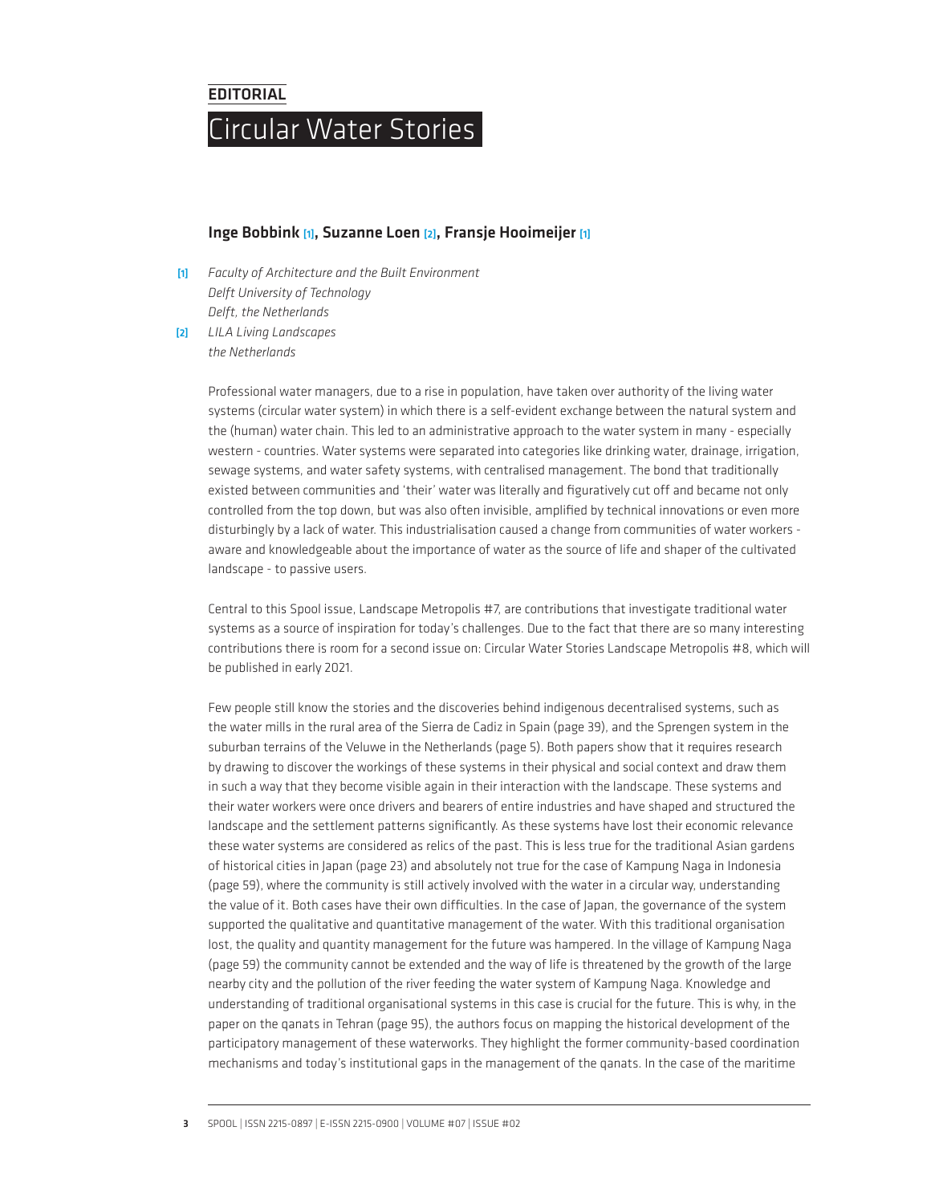EDITORIAL

# Circular Water Stories

**Inge Bobbink [1], Suzanne Loen [2], Fransje Hooimeijer [1]**

[1] *Faculty of Architecture and the Built Environment*
*Delft University of Technology*
*Delft, the Netherlands*

[2] *LILA Living Landscapes*
*the Netherlands*

Professional water managers, due to a rise in population, have taken over authority of the living water systems (circular water system) in which there is a self-evident exchange between the natural system and the (human) water chain. This led to an administrative approach to the water system in many - especially western - countries. Water systems were separated into categories like drinking water, drainage, irrigation, sewage systems, and water safety systems, with centralised management. The bond that traditionally existed between communities and 'their' water was literally and figuratively cut off and became not only controlled from the top down, but was also often invisible, amplified by technical innovations or even more disturbingly by a lack of water. This industrialisation caused a change from communities of water workers - aware and knowledgeable about the importance of water as the source of life and shaper of the cultivated landscape - to passive users.

Central to this Spool issue, Landscape Metropolis #7, are contributions that investigate traditional water systems as a source of inspiration for today's challenges. Due to the fact that there are so many interesting contributions there is room for a second issue on: Circular Water Stories Landscape Metropolis #8, which will be published in early 2021.

Few people still know the stories and the discoveries behind indigenous decentralised systems, such as the water mills in the rural area of the Sierra de Cadiz in Spain (page 39), and the Sprengen system in the suburban terrains of the Veluwe in the Netherlands (page 5). Both papers show that it requires research by drawing to discover the workings of these systems in their physical and social context and draw them in such a way that they become visible again in their interaction with the landscape. These systems and their water workers were once drivers and bearers of entire industries and have shaped and structured the landscape and the settlement patterns significantly. As these systems have lost their economic relevance these water systems are considered as relics of the past. This is less true for the traditional Asian gardens of historical cities in Japan (page 23) and absolutely not true for the case of Kampung Naga in Indonesia (page 59), where the community is still actively involved with the water in a circular way, understanding the value of it. Both cases have their own difficulties. In the case of Japan, the governance of the system supported the qualitative and quantitative management of the water. With this traditional organisation lost, the quality and quantity management for the future was hampered. In the village of Kampung Naga (page 59) the community cannot be extended and the way of life is threatened by the growth of the large nearby city and the pollution of the river feeding the water system of Kampung Naga. Knowledge and understanding of traditional organisational systems in this case is crucial for the future. This is why, in the paper on the qanats in Tehran (page 95), the authors focus on mapping the historical development of the participatory management of these waterworks. They highlight the former community-based coordination mechanisms and today's institutional gaps in the management of the qanats. In the case of the maritime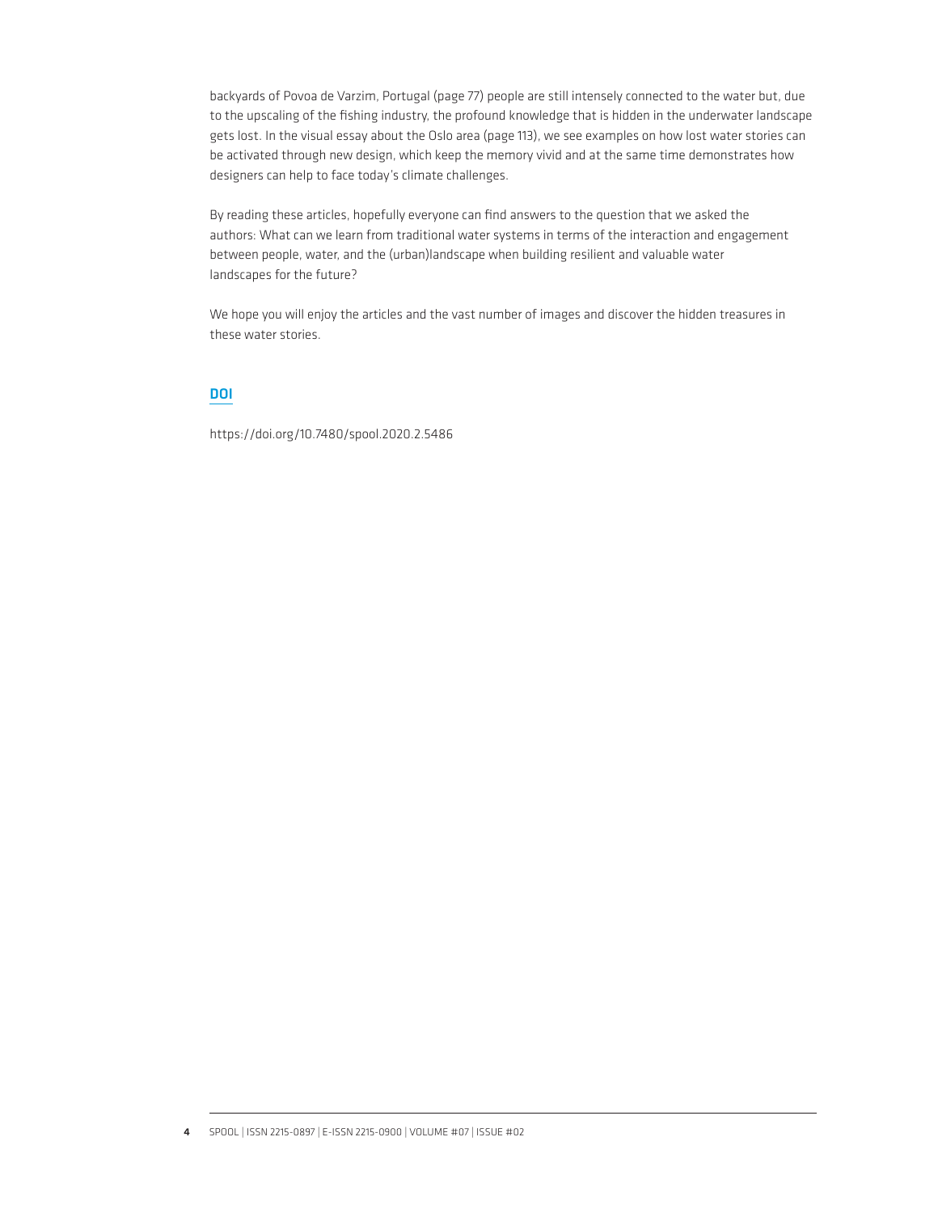backyards of Povoa de Varzim, Portugal (page 77) people are still intensely connected to the water but, due to the upscaling of the fishing industry, the profound knowledge that is hidden in the underwater landscape gets lost. In the visual essay about the Oslo area (page 113), we see examples on how lost water stories can be activated through new design, which keep the memory vivid and at the same time demonstrates how designers can help to face today's climate challenges.

By reading these articles, hopefully everyone can find answers to the question that we asked the authors: What can we learn from traditional water systems in terms of the interaction and engagement between people, water, and the (urban)landscape when building resilient and valuable water landscapes for the future?

We hope you will enjoy the articles and the vast number of images and discover the hidden treasures in these water stories.

## DOI

https://doi.org/10.7480/spool.2020.2.5486